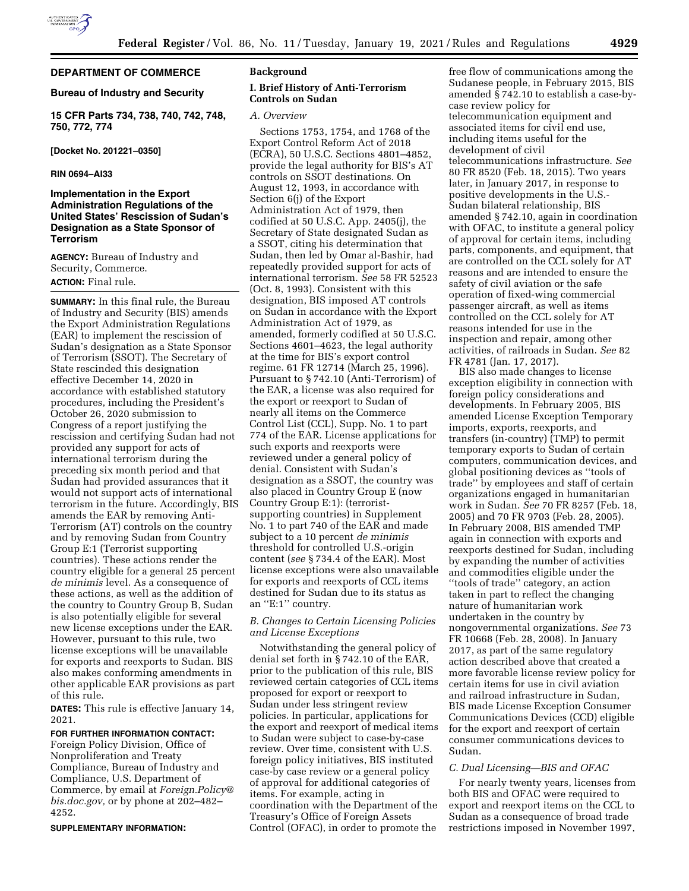# DEPARTMENT OF COMMERCE

## Bureau of Industry and Security

### 15 CFR Parts 734, 738, 740, 742, 748, 750, 772, 774

**[Docket No. 201221–0350]**

**RIN 0694–AI33**

## Implementation in the Export Administration Regulations of the United States' Rescission of Sudan's Designation as a State Sponsor of Terrorism

**AGENCY:** Bureau of Industry and Security, Commerce.

**ACTION:** Final rule.

**SUMMARY:** In this final rule, the Bureau of Industry and Security (BIS) amends the Export Administration Regulations (EAR) to implement the rescission of Sudan's designation as a State Sponsor of Terrorism (SSOT). The Secretary of State rescinded this designation effective December 14, 2020 in accordance with established statutory procedures, including the President's October 26, 2020 submission to Congress of a report justifying the rescission and certifying Sudan had not provided any support for acts of international terrorism during the preceding six month period and that Sudan had provided assurances that it would not support acts of international terrorism in the future. Accordingly, BIS amends the EAR by removing Anti-Terrorism (AT) controls on the country and by removing Sudan from Country Group E:1 (Terrorist supporting countries). These actions render the country eligible for a general 25 percent *de minimis* level. As a consequence of these actions, as well as the addition of the country to Country Group B, Sudan is also potentially eligible for several new license exceptions under the EAR. However, pursuant to this rule, two license exceptions will be unavailable for exports and reexports to Sudan. BIS also makes conforming amendments in other applicable EAR provisions as part of this rule.

**DATES:** This rule is effective January 14, 2021.

**FOR FURTHER INFORMATION CONTACT:** Foreign Policy Division, Office of Nonproliferation and Treaty Compliance, Bureau of Industry and Compliance, U.S. Department of Commerce, by email at *Foreign.Policy@bis.doc.gov,* or by phone at 202–482–4252.

**SUPPLEMENTARY INFORMATION:**

## Background

### I. Brief History of Anti-Terrorism Controls on Sudan

#### *A. Overview*

Sections 1753, 1754, and 1768 of the Export Control Reform Act of 2018 (ECRA), 50 U.S.C. Sections 4801–4852, provide the legal authority for BIS's AT controls on SSOT destinations. On August 12, 1993, in accordance with Section 6(j) of the Export Administration Act of 1979, then codified at 50 U.S.C. App. 2405(j), the Secretary of State designated Sudan as a SSOT, citing his determination that Sudan, then led by Omar al-Bashir, had repeatedly provided support for acts of international terrorism. *See* 58 FR 52523 (Oct. 8, 1993). Consistent with this designation, BIS imposed AT controls on Sudan in accordance with the Export Administration Act of 1979, as amended, formerly codified at 50 U.S.C. Sections 4601–4623, the legal authority at the time for BIS's export control regime. 61 FR 12714 (March 25, 1996). Pursuant to § 742.10 (Anti-Terrorism) of the EAR, a license was also required for the export or reexport to Sudan of nearly all items on the Commerce Control List (CCL), Supp. No. 1 to part 774 of the EAR. License applications for such exports and reexports were reviewed under a general policy of denial. Consistent with Sudan's designation as a SSOT, the country was also placed in Country Group E (now Country Group E:1): (terrorist-supporting countries) in Supplement No. 1 to part 740 of the EAR and made subject to a 10 percent *de minimis* threshold for controlled U.S.-origin content (*see* § 734.4 of the EAR). Most license exceptions were also unavailable for exports and reexports of CCL items destined for Sudan due to its status as an ''E:1'' country.

#### *B. Changes to Certain Licensing Policies and License Exceptions*

Notwithstanding the general policy of denial set forth in § 742.10 of the EAR, prior to the publication of this rule, BIS reviewed certain categories of CCL items proposed for export or reexport to Sudan under less stringent review policies. In particular, applications for the export and reexport of medical items to Sudan were subject to case-by-case review. Over time, consistent with U.S. foreign policy initiatives, BIS instituted case-by case review or a general policy of approval for additional categories of items. For example, acting in coordination with the Department of the Treasury's Office of Foreign Assets Control (OFAC), in order to promote the free flow of communications among the Sudanese people, in February 2015, BIS amended § 742.10 to establish a case-by-case review policy for telecommunication equipment and associated items for civil end use, including items useful for the development of civil telecommunications infrastructure. *See* 80 FR 8520 (Feb. 18, 2015). Two years later, in January 2017, in response to positive developments in the U.S.-Sudan bilateral relationship, BIS amended § 742.10, again in coordination with OFAC, to institute a general policy of approval for certain items, including parts, components, and equipment, that are controlled on the CCL solely for AT reasons and are intended to ensure the safety of civil aviation or the safe operation of fixed-wing commercial passenger aircraft, as well as items controlled on the CCL solely for AT reasons intended for use in the inspection and repair, among other activities, of railroads in Sudan. *See* 82 FR 4781 (Jan. 17, 2017).

BIS also made changes to license exception eligibility in connection with foreign policy considerations and developments. In February 2005, BIS amended License Exception Temporary imports, exports, reexports, and transfers (in-country) (TMP) to permit temporary exports to Sudan of certain computers, communication devices, and global positioning devices as ''tools of trade'' by employees and staff of certain organizations engaged in humanitarian work in Sudan. *See* 70 FR 8257 (Feb. 18, 2005) and 70 FR 9703 (Feb. 28, 2005). In February 2008, BIS amended TMP again in connection with exports and reexports destined for Sudan, including by expanding the number of activities and commodities eligible under the ''tools of trade'' category, an action taken in part to reflect the changing nature of humanitarian work undertaken in the country by nongovernmental organizations. *See* 73 FR 10668 (Feb. 28, 2008). In January 2017, as part of the same regulatory action described above that created a more favorable license review policy for certain items for use in civil aviation and railroad infrastructure in Sudan, BIS made License Exception Consumer Communications Devices (CCD) eligible for the export and reexport of certain consumer communications devices to Sudan.

#### *C. Dual Licensing—BIS and OFAC*

For nearly twenty years, licenses from both BIS and OFAC were required to export and reexport items on the CCL to Sudan as a consequence of broad trade restrictions imposed in November 1997,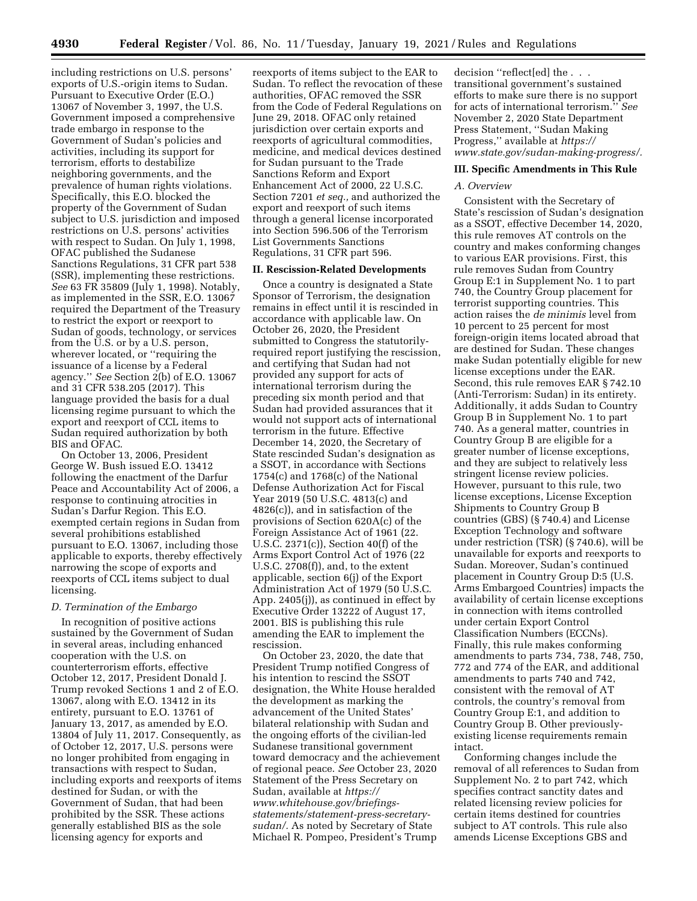including restrictions on U.S. persons' exports of U.S.-origin items to Sudan. Pursuant to Executive Order (E.O.) 13067 of November 3, 1997, the U.S. Government imposed a comprehensive trade embargo in response to the Government of Sudan's policies and activities, including its support for terrorism, efforts to destabilize neighboring governments, and the prevalence of human rights violations. Specifically, this E.O. blocked the property of the Government of Sudan subject to U.S. jurisdiction and imposed restrictions on U.S. persons' activities with respect to Sudan. On July 1, 1998, OFAC published the Sudanese Sanctions Regulations, 31 CFR part 538 (SSR), implementing these restrictions. *See* 63 FR 35809 (July 1, 1998). Notably, as implemented in the SSR, E.O. 13067 required the Department of the Treasury to restrict the export or reexport to Sudan of goods, technology, or services from the U.S. or by a U.S. person, wherever located, or "requiring the issuance of a license by a Federal agency." *See* Section 2(b) of E.O. 13067 and 31 CFR 538.205 (2017). This language provided the basis for a dual licensing regime pursuant to which the export and reexport of CCL items to Sudan required authorization by both BIS and OFAC.

On October 13, 2006, President George W. Bush issued E.O. 13412 following the enactment of the Darfur Peace and Accountability Act of 2006, a response to continuing atrocities in Sudan's Darfur Region. This E.O. exempted certain regions in Sudan from several prohibitions established pursuant to E.O. 13067, including those applicable to exports, thereby effectively narrowing the scope of exports and reexports of CCL items subject to dual licensing.

### *D. Termination of the Embargo*

In recognition of positive actions sustained by the Government of Sudan in several areas, including enhanced cooperation with the U.S. on counterterrorism efforts, effective October 12, 2017, President Donald J. Trump revoked Sections 1 and 2 of E.O. 13067, along with E.O. 13412 in its entirety, pursuant to E.O. 13761 of January 13, 2017, as amended by E.O. 13804 of July 11, 2017. Consequently, as of October 12, 2017, U.S. persons were no longer prohibited from engaging in transactions with respect to Sudan, including exports and reexports of items destined for Sudan, or with the Government of Sudan, that had been prohibited by the SSR. These actions generally established BIS as the sole licensing agency for exports and reexports of items subject to the EAR to Sudan. To reflect the revocation of these authorities, OFAC removed the SSR from the Code of Federal Regulations on June 29, 2018. OFAC only retained jurisdiction over certain exports and reexports of agricultural commodities, medicine, and medical devices destined for Sudan pursuant to the Trade Sanctions Reform and Export Enhancement Act of 2000, 22 U.S.C. Section 7201 *et seq.,* and authorized the export and reexport of such items through a general license incorporated into Section 596.506 of the Terrorism List Governments Sanctions Regulations, 31 CFR part 596.

## II. Rescission-Related Developments

Once a country is designated a State Sponsor of Terrorism, the designation remains in effect until it is rescinded in accordance with applicable law. On October 26, 2020, the President submitted to Congress the statutorily-required report justifying the rescission, and certifying that Sudan had not provided any support for acts of international terrorism during the preceding six month period and that Sudan had provided assurances that it would not support acts of international terrorism in the future. Effective December 14, 2020, the Secretary of State rescinded Sudan's designation as a SSOT, in accordance with Sections 1754(c) and 1768(c) of the National Defense Authorization Act for Fiscal Year 2019 (50 U.S.C. 4813(c) and 4826(c)), and in satisfaction of the provisions of Section 620A(c) of the Foreign Assistance Act of 1961 (22. U.S.C. 2371(c)), Section 40(f) of the Arms Export Control Act of 1976 (22 U.S.C. 2708(f)), and, to the extent applicable, section 6(j) of the Export Administration Act of 1979 (50 U.S.C. App. 2405(j)), as continued in effect by Executive Order 13222 of August 17, 2001. BIS is publishing this rule amending the EAR to implement the rescission.

On October 23, 2020, the date that President Trump notified Congress of his intention to rescind the SSOT designation, the White House heralded the development as marking the advancement of the United States' bilateral relationship with Sudan and the ongoing efforts of the civilian-led Sudanese transitional government toward democracy and the achievement of regional peace. *See* October 23, 2020 Statement of the Press Secretary on Sudan, available at *https://www.whitehouse.gov/briefings-statements/statement-press-secretary-sudan/.* As noted by Secretary of State Michael R. Pompeo, President's Trump decision "reflect[ed] the . . . transitional government's sustained efforts to make sure there is no support for acts of international terrorism." *See* November 2, 2020 State Department Press Statement, "Sudan Making Progress," available at *https://www.state.gov/sudan-making-progress/.*

## III. Specific Amendments in This Rule

### *A. Overview*

Consistent with the Secretary of State's rescission of Sudan's designation as a SSOT, effective December 14, 2020, this rule removes AT controls on the country and makes conforming changes to various EAR provisions. First, this rule removes Sudan from Country Group E:1 in Supplement No. 1 to part 740, the Country Group placement for terrorist supporting countries. This action raises the *de minimis* level from 10 percent to 25 percent for most foreign-origin items located abroad that are destined for Sudan. These changes make Sudan potentially eligible for new license exceptions under the EAR. Second, this rule removes EAR § 742.10 (Anti-Terrorism: Sudan) in its entirety. Additionally, it adds Sudan to Country Group B in Supplement No. 1 to part 740. As a general matter, countries in Country Group B are eligible for a greater number of license exceptions, and they are subject to relatively less stringent license review policies. However, pursuant to this rule, two license exceptions, License Exception Shipments to Country Group B countries (GBS) (§ 740.4) and License Exception Technology and software under restriction (TSR) (§ 740.6), will be unavailable for exports and reexports to Sudan. Moreover, Sudan's continued placement in Country Group D:5 (U.S. Arms Embargoed Countries) impacts the availability of certain license exceptions in connection with items controlled under certain Export Control Classification Numbers (ECCNs). Finally, this rule makes conforming amendments to parts 734, 738, 748, 750, 772 and 774 of the EAR, and additional amendments to parts 740 and 742, consistent with the removal of AT controls, the country's removal from Country Group E:1, and addition to Country Group B. Other previously-existing license requirements remain intact.

Conforming changes include the removal of all references to Sudan from Supplement No. 2 to part 742, which specifies contract sanctity dates and related licensing review policies for certain items destined for countries subject to AT controls. This rule also amends License Exceptions GBS and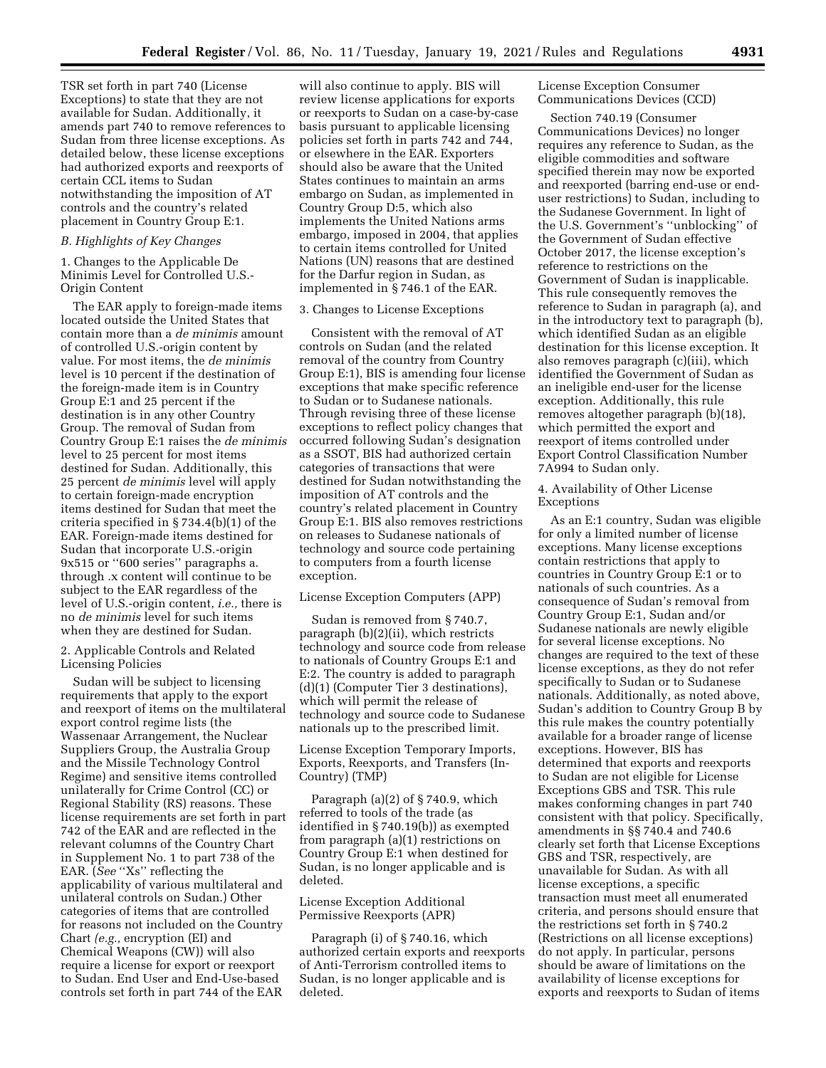TSR set forth in part 740 (License Exceptions) to state that they are not available for Sudan. Additionally, it amends part 740 to remove references to Sudan from three license exceptions. As detailed below, these license exceptions had authorized exports and reexports of certain CCL items to Sudan notwithstanding the imposition of AT controls and the country's related placement in Country Group E:1.

### *B. Highlights of Key Changes*

#### 1. Changes to the Applicable De Minimis Level for Controlled U.S.-Origin Content

The EAR apply to foreign-made items located outside the United States that contain more than a *de minimis* amount of controlled U.S.-origin content by value. For most items, the *de minimis* level is 10 percent if the destination of the foreign-made item is in Country Group E:1 and 25 percent if the destination is in any other Country Group. The removal of Sudan from Country Group E:1 raises the *de minimis* level to 25 percent for most items destined for Sudan. Additionally, this 25 percent *de minimis* level will apply to certain foreign-made encryption items destined for Sudan that meet the criteria specified in § 734.4(b)(1) of the EAR. Foreign-made items destined for Sudan that incorporate U.S.-origin 9x515 or ''600 series'' paragraphs a. through .x content will continue to be subject to the EAR regardless of the level of U.S.-origin content, *i.e.,* there is no *de minimis* level for such items when they are destined for Sudan.

#### 2. Applicable Controls and Related Licensing Policies

Sudan will be subject to licensing requirements that apply to the export and reexport of items on the multilateral export control regime lists (the Wassenaar Arrangement, the Nuclear Suppliers Group, the Australia Group and the Missile Technology Control Regime) and sensitive items controlled unilaterally for Crime Control (CC) or Regional Stability (RS) reasons. These license requirements are set forth in part 742 of the EAR and are reflected in the relevant columns of the Country Chart in Supplement No. 1 to part 738 of the EAR. (*See* ''Xs'' reflecting the applicability of various multilateral and unilateral controls on Sudan.) Other categories of items that are controlled for reasons not included on the Country Chart *(e.g.,* encryption (EI) and Chemical Weapons (CW)) will also require a license for export or reexport to Sudan. End User and End-Use-based controls set forth in part 744 of the EAR will also continue to apply. BIS will review license applications for exports or reexports to Sudan on a case-by-case basis pursuant to applicable licensing policies set forth in parts 742 and 744, or elsewhere in the EAR. Exporters should also be aware that the United States continues to maintain an arms embargo on Sudan, as implemented in Country Group D:5, which also implements the United Nations arms embargo, imposed in 2004, that applies to certain items controlled for United Nations (UN) reasons that are destined for the Darfur region in Sudan, as implemented in § 746.1 of the EAR.

#### 3. Changes to License Exceptions

Consistent with the removal of AT controls on Sudan (and the related removal of the country from Country Group E:1), BIS is amending four license exceptions that make specific reference to Sudan or to Sudanese nationals. Through revising three of these license exceptions to reflect policy changes that occurred following Sudan's designation as a SSOT, BIS had authorized certain categories of transactions that were destined for Sudan notwithstanding the imposition of AT controls and the country's related placement in Country Group E:1. BIS also removes restrictions on releases to Sudanese nationals of technology and source code pertaining to computers from a fourth license exception.

License Exception Computers (APP)

Sudan is removed from § 740.7, paragraph (b)(2)(ii), which restricts technology and source code from release to nationals of Country Groups E:1 and E:2. The country is added to paragraph (d)(1) (Computer Tier 3 destinations), which will permit the release of technology and source code to Sudanese nationals up to the prescribed limit.

License Exception Temporary Imports, Exports, Reexports, and Transfers (In-Country) (TMP)

Paragraph (a)(2) of § 740.9, which referred to tools of the trade (as identified in § 740.19(b)) as exempted from paragraph (a)(1) restrictions on Country Group E:1 when destined for Sudan, is no longer applicable and is deleted.

License Exception Additional Permissive Reexports (APR)

Paragraph (i) of § 740.16, which authorized certain exports and reexports of Anti-Terrorism controlled items to Sudan, is no longer applicable and is deleted.

License Exception Consumer Communications Devices (CCD)

Section 740.19 (Consumer Communications Devices) no longer requires any reference to Sudan, as the eligible commodities and software specified therein may now be exported and reexported (barring end-use or end-user restrictions) to Sudan, including to the Sudanese Government. In light of the U.S. Government's ''unblocking'' of the Government of Sudan effective October 2017, the license exception's reference to restrictions on the Government of Sudan is inapplicable. This rule consequently removes the reference to Sudan in paragraph (a), and in the introductory text to paragraph (b), which identified Sudan as an eligible destination for this license exception. It also removes paragraph (c)(iii), which identified the Government of Sudan as an ineligible end-user for the license exception. Additionally, this rule removes altogether paragraph (b)(18), which permitted the export and reexport of items controlled under Export Control Classification Number 7A994 to Sudan only.

#### 4. Availability of Other License Exceptions

As an E:1 country, Sudan was eligible for only a limited number of license exceptions. Many license exceptions contain restrictions that apply to countries in Country Group E:1 or to nationals of such countries. As a consequence of Sudan's removal from Country Group E:1, Sudan and/or Sudanese nationals are newly eligible for several license exceptions. No changes are required to the text of these license exceptions, as they do not refer specifically to Sudan or to Sudanese nationals. Additionally, as noted above, Sudan's addition to Country Group B by this rule makes the country potentially available for a broader range of license exceptions. However, BIS has determined that exports and reexports to Sudan are not eligible for License Exceptions GBS and TSR. This rule makes conforming changes in part 740 consistent with that policy. Specifically, amendments in §§ 740.4 and 740.6 clearly set forth that License Exceptions GBS and TSR, respectively, are unavailable for Sudan. As with all license exceptions, a specific transaction must meet all enumerated criteria, and persons should ensure that the restrictions set forth in § 740.2 (Restrictions on all license exceptions) do not apply. In particular, persons should be aware of limitations on the availability of license exceptions for exports and reexports to Sudan of items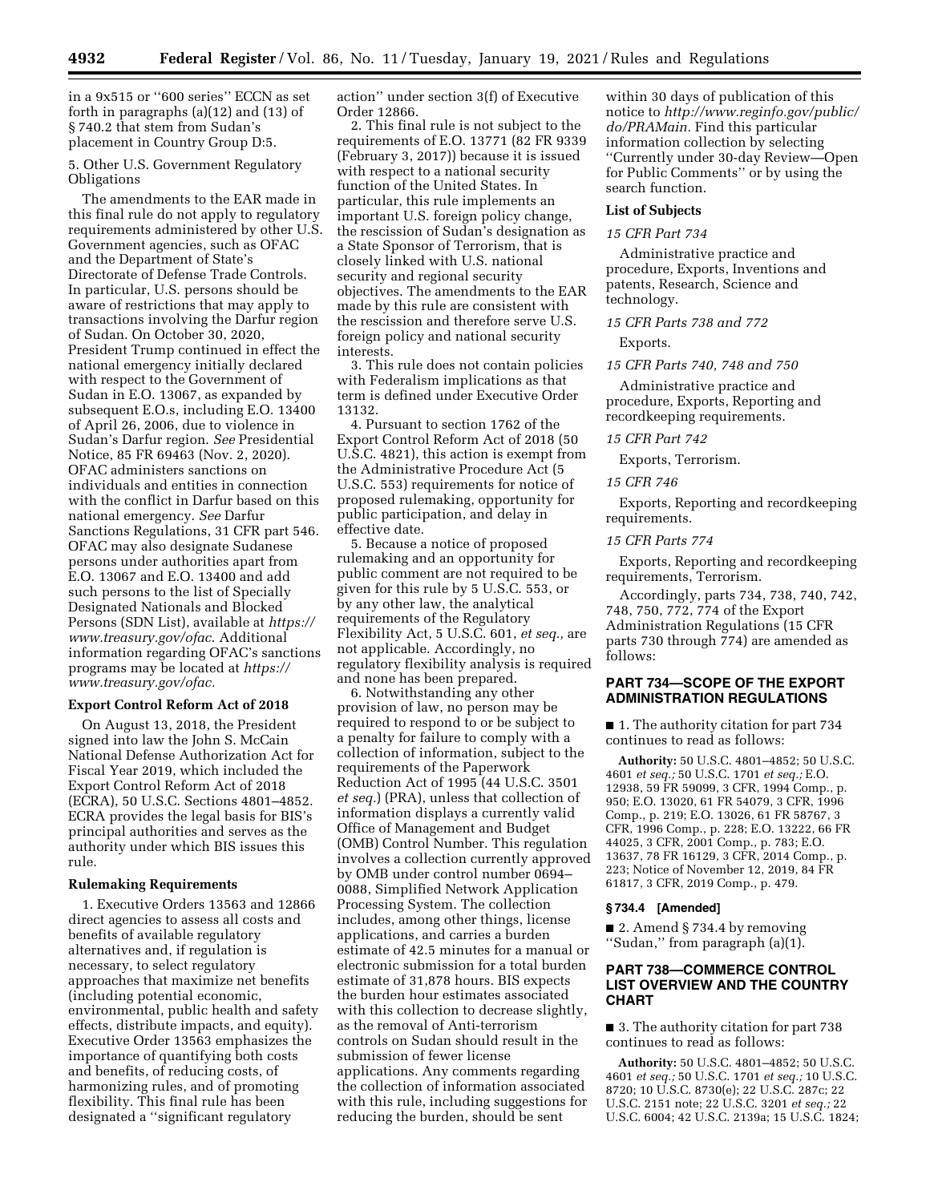in a 9x515 or ''600 series'' ECCN as set forth in paragraphs (a)(12) and (13) of § 740.2 that stem from Sudan's placement in Country Group D:5.

5. Other U.S. Government Regulatory Obligations

The amendments to the EAR made in this final rule do not apply to regulatory requirements administered by other U.S. Government agencies, such as OFAC and the Department of State's Directorate of Defense Trade Controls. In particular, U.S. persons should be aware of restrictions that may apply to transactions involving the Darfur region of Sudan. On October 30, 2020, President Trump continued in effect the national emergency initially declared with respect to the Government of Sudan in E.O. 13067, as expanded by subsequent E.O.s, including E.O. 13400 of April 26, 2006, due to violence in Sudan's Darfur region. *See* Presidential Notice, 85 FR 69463 (Nov. 2, 2020). OFAC administers sanctions on individuals and entities in connection with the conflict in Darfur based on this national emergency. *See* Darfur Sanctions Regulations, 31 CFR part 546. OFAC may also designate Sudanese persons under authorities apart from E.O. 13067 and E.O. 13400 and add such persons to the list of Specially Designated Nationals and Blocked Persons (SDN List), available at *https://www.treasury.gov/ofac*. Additional information regarding OFAC's sanctions programs may be located at *https://www.treasury.gov/ofac.*

**Export Control Reform Act of 2018**

On August 13, 2018, the President signed into law the John S. McCain National Defense Authorization Act for Fiscal Year 2019, which included the Export Control Reform Act of 2018 (ECRA), 50 U.S.C. Sections 4801–4852. ECRA provides the legal basis for BIS's principal authorities and serves as the authority under which BIS issues this rule.

**Rulemaking Requirements**

1. Executive Orders 13563 and 12866 direct agencies to assess all costs and benefits of available regulatory alternatives and, if regulation is necessary, to select regulatory approaches that maximize net benefits (including potential economic, environmental, public health and safety effects, distribute impacts, and equity). Executive Order 13563 emphasizes the importance of quantifying both costs and benefits, of reducing costs, of harmonizing rules, and of promoting flexibility. This final rule has been designated a ''significant regulatory action'' under section 3(f) of Executive Order 12866.

2. This final rule is not subject to the requirements of E.O. 13771 (82 FR 9339 (February 3, 2017)) because it is issued with respect to a national security function of the United States. In particular, this rule implements an important U.S. foreign policy change, the rescission of Sudan's designation as a State Sponsor of Terrorism, that is closely linked with U.S. national security and regional security objectives. The amendments to the EAR made by this rule are consistent with the rescission and therefore serve U.S. foreign policy and national security interests.

3. This rule does not contain policies with Federalism implications as that term is defined under Executive Order 13132.

4. Pursuant to section 1762 of the Export Control Reform Act of 2018 (50 U.S.C. 4821), this action is exempt from the Administrative Procedure Act (5 U.S.C. 553) requirements for notice of proposed rulemaking, opportunity for public participation, and delay in effective date.

5. Because a notice of proposed rulemaking and an opportunity for public comment are not required to be given for this rule by 5 U.S.C. 553, or by any other law, the analytical requirements of the Regulatory Flexibility Act, 5 U.S.C. 601, *et seq.,* are not applicable. Accordingly, no regulatory flexibility analysis is required and none has been prepared.

6. Notwithstanding any other provision of law, no person may be required to respond to or be subject to a penalty for failure to comply with a collection of information, subject to the requirements of the Paperwork Reduction Act of 1995 (44 U.S.C. 3501 *et seq.*) (PRA), unless that collection of information displays a currently valid Office of Management and Budget (OMB) Control Number. This regulation involves a collection currently approved by OMB under control number 0694–0088, Simplified Network Application Processing System. The collection includes, among other things, license applications, and carries a burden estimate of 42.5 minutes for a manual or electronic submission for a total burden estimate of 31,878 hours. BIS expects the burden hour estimates associated with this collection to decrease slightly, as the removal of Anti-terrorism controls on Sudan should result in the submission of fewer license applications. Any comments regarding the collection of information associated with this rule, including suggestions for reducing the burden, should be sent within 30 days of publication of this notice to *http://www.reginfo.gov/public/do/PRAMain*. Find this particular information collection by selecting ''Currently under 30-day Review—Open for Public Comments'' or by using the search function.

**List of Subjects**

*15 CFR Part 734*

Administrative practice and procedure, Exports, Inventions and patents, Research, Science and technology.

*15 CFR Parts 738 and 772*

Exports.

*15 CFR Parts 740, 748 and 750*

Administrative practice and procedure, Exports, Reporting and recordkeeping requirements.

*15 CFR Part 742*

Exports, Terrorism.

*15 CFR 746*

Exports, Reporting and recordkeeping requirements.

*15 CFR Parts 774*

Exports, Reporting and recordkeeping requirements, Terrorism.

Accordingly, parts 734, 738, 740, 742, 748, 750, 772, 774 of the Export Administration Regulations (15 CFR parts 730 through 774) are amended as follows:

## PART 734—SCOPE OF THE EXPORT ADMINISTRATION REGULATIONS

■ 1. The authority citation for part 734 continues to read as follows:

**Authority:** 50 U.S.C. 4801–4852; 50 U.S.C. 4601 *et seq.;* 50 U.S.C. 1701 *et seq.;* E.O. 12938, 59 FR 59099, 3 CFR, 1994 Comp., p. 950; E.O. 13020, 61 FR 54079, 3 CFR, 1996 Comp., p. 219; E.O. 13026, 61 FR 58767, 3 CFR, 1996 Comp., p. 228; E.O. 13222, 66 FR 44025, 3 CFR, 2001 Comp., p. 783; E.O. 13637, 78 FR 16129, 3 CFR, 2014 Comp., p. 223; Notice of November 12, 2019, 84 FR 61817, 3 CFR, 2019 Comp., p. 479.

**§ 734.4 [Amended]**

■ 2. Amend § 734.4 by removing ''Sudan,'' from paragraph (a)(1).

## PART 738—COMMERCE CONTROL LIST OVERVIEW AND THE COUNTRY CHART

■ 3. The authority citation for part 738 continues to read as follows:

**Authority:** 50 U.S.C. 4801–4852; 50 U.S.C. 4601 *et seq.;* 50 U.S.C. 1701 *et seq.;* 10 U.S.C. 8720; 10 U.S.C. 8730(e); 22 U.S.C. 287c; 22 U.S.C. 2151 note; 22 U.S.C. 3201 *et seq.;* 22 U.S.C. 6004; 42 U.S.C. 2139a; 15 U.S.C. 1824;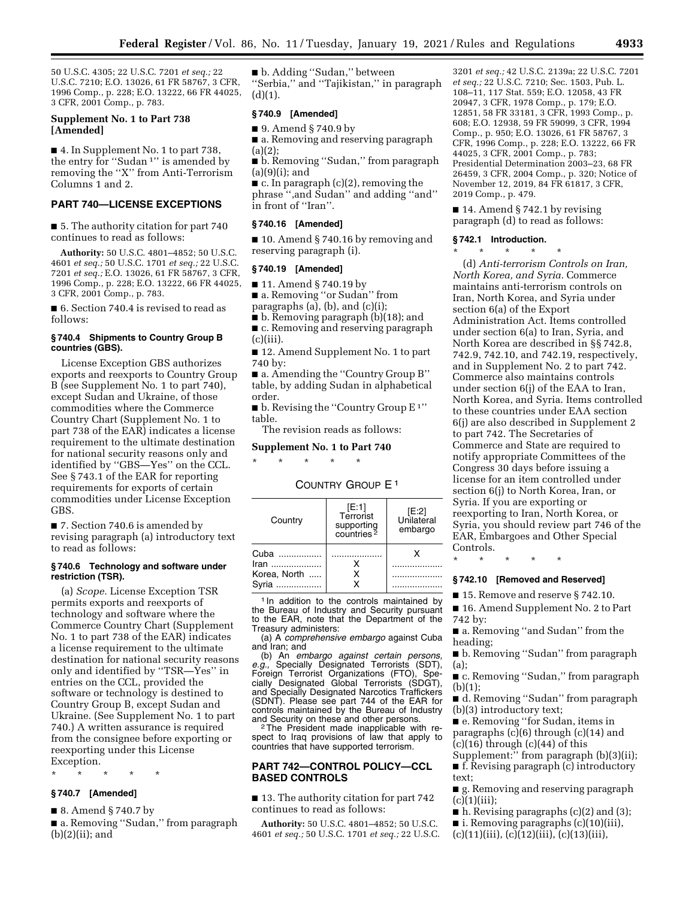50 U.S.C. 4305; 22 U.S.C. 7201 *et seq.;* 22 U.S.C. 7210; E.O. 13026, 61 FR 58767, 3 CFR, 1996 Comp., p. 228; E.O. 13222, 66 FR 44025, 3 CFR, 2001 Comp., p. 783.

**Supplement No. 1 to Part 738 [Amended]**

■ 4. In Supplement No. 1 to part 738, the entry for ''Sudan [1]'' is amended by removing the ''X'' from Anti-Terrorism Columns 1 and 2.

## PART 740—LICENSE EXCEPTIONS

■ 5. The authority citation for part 740 continues to read as follows:

**Authority:** 50 U.S.C. 4801–4852; 50 U.S.C. 4601 *et seq.;* 50 U.S.C. 1701 *et seq.;* 22 U.S.C. 7201 *et seq.;* E.O. 13026, 61 FR 58767, 3 CFR, 1996 Comp., p. 228; E.O. 13222, 66 FR 44025, 3 CFR, 2001 Comp., p. 783.

■ 6. Section 740.4 is revised to read as follows:

### § 740.4 Shipments to Country Group B countries (GBS).

License Exception GBS authorizes exports and reexports to Country Group B (see Supplement No. 1 to part 740), except Sudan and Ukraine, of those commodities where the Commerce Country Chart (Supplement No. 1 to part 738 of the EAR) indicates a license requirement to the ultimate destination for national security reasons only and identified by ''GBS—Yes'' on the CCL. See § 743.1 of the EAR for reporting requirements for exports of certain commodities under License Exception GBS.

■ 7. Section 740.6 is amended by revising paragraph (a) introductory text to read as follows:

### § 740.6 Technology and software under restriction (TSR).

(a) *Scope.* License Exception TSR permits exports and reexports of technology and software where the Commerce Country Chart (Supplement No. 1 to part 738 of the EAR) indicates a license requirement to the ultimate destination for national security reasons only and identified by ''TSR—Yes'' in entries on the CCL, provided the software or technology is destined to Country Group B, except Sudan and Ukraine. (See Supplement No. 1 to part 740.) A written assurance is required from the consignee before exporting or reexporting under this License Exception.

\* \* \* \* \*

### § 740.7 [Amended]

■ 8. Amend § 740.7 by

■ a. Removing ''Sudan,'' from paragraph (b)(2)(ii); and

■ b. Adding ''Sudan,'' between ''Serbia,'' and ''Tajikistan,'' in paragraph (d)(1).

### § 740.9 [Amended]

■ 9. Amend § 740.9 by

■ a. Removing and reserving paragraph (a)(2);

■ b. Removing ''Sudan,'' from paragraph (a)(9)(i); and

■ c. In paragraph (c)(2), removing the phrase '',and Sudan'' and adding ''and'' in front of ''Iran''.

### § 740.16 [Amended]

■ 10. Amend § 740.16 by removing and reserving paragraph (i).

### § 740.19 [Amended]

■ 11. Amend § 740.19 by

■ a. Removing ''or Sudan'' from paragraphs (a), (b), and (c)(i);

■ b. Removing paragraph (b)(18); and

■ c. Removing and reserving paragraph (c)(iii).

■ 12. Amend Supplement No. 1 to part 740 by:

■ a. Amending the ''Country Group B'' table, by adding Sudan in alphabetical order.

■ b. Revising the ''Country Group E [1]'' table.

The revision reads as follows:

**Supplement No. 1 to Part 740**

\* \* \* \* \*

COUNTRY GROUP E [1]

| Country | [E:1] Terrorist supporting countries [2] | [E:2] Unilateral embargo |
|---|---|---|
| Cuba | | X |
| Iran | X | |
| Korea, North | X | |
| Syria | X | |

[1] In addition to the controls maintained by the Bureau of Industry and Security pursuant to the EAR, note that the Department of the Treasury administers:

(a) A *comprehensive embargo* against Cuba and Iran; and

(b) An *embargo against certain persons, e.g.,* Specially Designated Terrorists (SDT), Foreign Terrorist Organizations (FTO), Specially Designated Global Terrorists (SDGT), and Specially Designated Narcotics Traffickers (SDNT). Please see part 744 of the EAR for controls maintained by the Bureau of Industry and Security on these and other persons.

[2] The President made inapplicable with respect to Iraq provisions of law that apply to countries that have supported terrorism.

## PART 742—CONTROL POLICY—CCL BASED CONTROLS

■ 13. The authority citation for part 742 continues to read as follows:

**Authority:** 50 U.S.C. 4801–4852; 50 U.S.C. 4601 *et seq.;* 50 U.S.C. 1701 *et seq.;* 22 U.S.C. 3201 *et seq.;* 42 U.S.C. 2139a; 22 U.S.C. 7201 *et seq.;* 22 U.S.C. 7210; Sec. 1503, Pub. L. 108–11, 117 Stat. 559; E.O. 12058, 43 FR 20947, 3 CFR, 1978 Comp., p. 179; E.O. 12851, 58 FR 33181, 3 CFR, 1993 Comp., p. 608; E.O. 12938, 59 FR 59099, 3 CFR, 1994 Comp., p. 950; E.O. 13026, 61 FR 58767, 3 CFR, 1996 Comp., p. 228; E.O. 13222, 66 FR 44025, 3 CFR, 2001 Comp., p. 783; Presidential Determination 2003–23, 68 FR 26459, 3 CFR, 2004 Comp., p. 320; Notice of November 12, 2019, 84 FR 61817, 3 CFR, 2019 Comp., p. 479.

■ 14. Amend § 742.1 by revising paragraph (d) to read as follows:

### § 742.1 Introduction.

\* \* \* \* \*

(d) *Anti-terrorism Controls on Iran, North Korea, and Syria.* Commerce maintains anti-terrorism controls on Iran, North Korea, and Syria under section 6(a) of the Export Administration Act. Items controlled under section 6(a) to Iran, Syria, and North Korea are described in §§ 742.8, 742.9, 742.10, and 742.19, respectively, and in Supplement No. 2 to part 742. Commerce also maintains controls under section 6(j) of the EAA to Iran, North Korea, and Syria. Items controlled to these countries under EAA section 6(j) are also described in Supplement 2 to part 742. The Secretaries of Commerce and State are required to notify appropriate Committees of the Congress 30 days before issuing a license for an item controlled under section 6(j) to North Korea, Iran, or Syria. If you are exporting or reexporting to Iran, North Korea, or Syria, you should review part 746 of the EAR, Embargoes and Other Special Controls.

\* \* \* \* \*

### § 742.10 [Removed and Reserved]

■ 15. Remove and reserve § 742.10.

■ 16. Amend Supplement No. 2 to Part 742 by:

■ a. Removing ''and Sudan'' from the heading;

■ b. Removing ''Sudan'' from paragraph (a);

■ c. Removing ''Sudan,'' from paragraph (b)(1);

■ d. Removing ''Sudan'' from paragraph (b)(3) introductory text;

■ e. Removing ''for Sudan, items in paragraphs (c)(6) through (c)(14) and (c)(16) through (c)(44) of this Supplement:'' from paragraph (b)(3)(ii);

■ f. Revising paragraph (c) introductory text;

■ g. Removing and reserving paragraph (c)(1)(iii);

■ h. Revising paragraphs (c)(2) and (3);

■ i. Removing paragraphs (c)(10)(iii), (c)(11)(iii), (c)(12)(iii), (c)(13)(iii),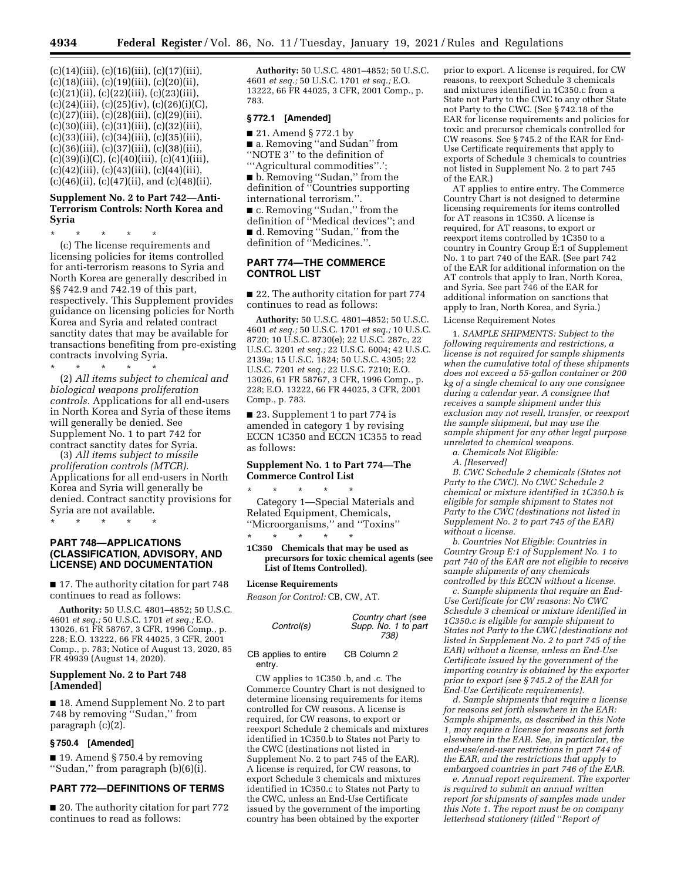(c)(14)(iii), (c)(16)(iii), (c)(17)(iii), (c)(18)(iii), (c)(19)(iii), (c)(20)(ii), (c)(21)(ii), (c)(22)(iii), (c)(23)(iii), (c)(24)(iii), (c)(25)(iv), (c)(26)(i)(C), (c)(27)(iii), (c)(28)(iii), (c)(29)(iii), (c)(30)(iii), (c)(31)(iii), (c)(32)(iii), (c)(33)(iii), (c)(34)(iii), (c)(35)(iii), (c)(36)(iii), (c)(37)(iii), (c)(38)(iii), (c)(39)(i)(C), (c)(40)(iii), (c)(41)(iii), (c)(42)(iii), (c)(43)(iii), (c)(44)(iii), (c)(46)(ii), (c)(47)(ii), and (c)(48)(ii).

### Supplement No. 2 to Part 742—Anti-Terrorism Controls: North Korea and Syria

\* \* \* \* \*

(c) The license requirements and licensing policies for items controlled for anti-terrorism reasons to Syria and North Korea are generally described in §§ 742.9 and 742.19 of this part, respectively. This Supplement provides guidance on licensing policies for North Korea and Syria and related contract sanctity dates that may be available for transactions benefiting from pre-existing contracts involving Syria.

\* \* \* \* \*

(2) *All items subject to chemical and biological weapons proliferation controls.* Applications for all end-users in North Korea and Syria of these items will generally be denied. See Supplement No. 1 to part 742 for contract sanctity dates for Syria.

(3) *All items subject to missile proliferation controls (MTCR).* Applications for all end-users in North Korea and Syria will generally be denied. Contract sanctity provisions for Syria are not available.

\* \* \* \* \*

## PART 748—APPLICATIONS (CLASSIFICATION, ADVISORY, AND LICENSE) AND DOCUMENTATION

■ 17. The authority citation for part 748 continues to read as follows:

**Authority:** 50 U.S.C. 4801–4852; 50 U.S.C. 4601 *et seq.;* 50 U.S.C. 1701 *et seq.;* E.O. 13026, 61 FR 58767, 3 CFR, 1996 Comp., p. 228; E.O. 13222, 66 FR 44025, 3 CFR, 2001 Comp., p. 783; Notice of August 13, 2020, 85 FR 49939 (August 14, 2020).

### Supplement No. 2 to Part 748 [Amended]

■ 18. Amend Supplement No. 2 to part 748 by removing ''Sudan,'' from paragraph (c)(2).

### § 750.4 [Amended]

■ 19. Amend § 750.4 by removing ''Sudan,'' from paragraph (b)(6)(i).

## PART 772—DEFINITIONS OF TERMS

■ 20. The authority citation for part 772 continues to read as follows:

**Authority:** 50 U.S.C. 4801–4852; 50 U.S.C. 4601 *et seq.;* 50 U.S.C. 1701 *et seq.;* E.O. 13222, 66 FR 44025, 3 CFR, 2001 Comp., p. 783.

### § 772.1 [Amended]

■ 21. Amend § 772.1 by

■ a. Removing ''and Sudan'' from ''NOTE 3'' to the definition of '''Agricultural commodities''.';

■ b. Removing ''Sudan,'' from the definition of ''Countries supporting international terrorism.''.

■ c. Removing ''Sudan,'' from the definition of ''Medical devices''; and

■ d. Removing ''Sudan,'' from the definition of ''Medicines.''.

## PART 774—THE COMMERCE CONTROL LIST

■ 22. The authority citation for part 774 continues to read as follows:

**Authority:** 50 U.S.C. 4801–4852; 50 U.S.C. 4601 *et seq.;* 50 U.S.C. 1701 *et seq.;* 10 U.S.C. 8720; 10 U.S.C. 8730(e); 22 U.S.C. 287c, 22 U.S.C. 3201 *et seq.;* 22 U.S.C. 6004; 42 U.S.C. 2139a; 15 U.S.C. 1824; 50 U.S.C. 4305; 22 U.S.C. 7201 *et seq.;* 22 U.S.C. 7210; E.O. 13026, 61 FR 58767, 3 CFR, 1996 Comp., p. 228; E.O. 13222, 66 FR 44025, 3 CFR, 2001 Comp., p. 783.

■ 23. Supplement 1 to part 774 is amended in category 1 by revising ECCN 1C350 and ECCN 1C355 to read as follows:

### Supplement No. 1 to Part 774—The Commerce Control List

\* \* \* \* \*

Category 1—Special Materials and Related Equipment, Chemicals, ''Microorganisms,'' and ''Toxins''

\* \* \* \* \*

**1C350 Chemicals that may be used as precursors for toxic chemical agents (see List of Items Controlled).**

**License Requirements**

*Reason for Control:* CB, CW, AT.

| *Control(s)* | *Country chart (see Supp. No. 1 to part 738)* |
|---|---|
| CB applies to entire entry. | CB Column 2 |

CW applies to 1C350 .b, and .c. The Commerce Country Chart is not designed to determine licensing requirements for items controlled for CW reasons. A license is required, for CW reasons, to export or reexport Schedule 2 chemicals and mixtures identified in 1C350.b to States not Party to the CWC (destinations not listed in Supplement No. 2 to part 745 of the EAR). A license is required, for CW reasons, to export Schedule 3 chemicals and mixtures identified in 1C350.c to States not Party to the CWC, unless an End-Use Certificate issued by the government of the importing country has been obtained by the exporter prior to export. A license is required, for CW reasons, to reexport Schedule 3 chemicals and mixtures identified in 1C350.c from a State not Party to the CWC to any other State not Party to the CWC. (See § 742.18 of the EAR for license requirements and policies for toxic and precursor chemicals controlled for CW reasons. See § 745.2 of the EAR for End-Use Certificate requirements that apply to exports of Schedule 3 chemicals to countries not listed in Supplement No. 2 to part 745 of the EAR.)

AT applies to entire entry. The Commerce Country Chart is not designed to determine licensing requirements for items controlled for AT reasons in 1C350. A license is required, for AT reasons, to export or reexport items controlled by 1C350 to a country in Country Group E:1 of Supplement No. 1 to part 740 of the EAR. (See part 742 of the EAR for additional information on the AT controls that apply to Iran, North Korea, and Syria. See part 746 of the EAR for additional information on sanctions that apply to Iran, North Korea, and Syria.)

License Requirement Notes

1. *SAMPLE SHIPMENTS: Subject to the following requirements and restrictions, a license is not required for sample shipments when the cumulative total of these shipments does not exceed a 55-gallon container or 200 kg of a single chemical to any one consignee during a calendar year. A consignee that receives a sample shipment under this exclusion may not resell, transfer, or reexport the sample shipment, but may use the sample shipment for any other legal purpose unrelated to chemical weapons.*

*a. Chemicals Not Eligible:*

*A. [Reserved]*

*B. CWC Schedule 2 chemicals (States not Party to the CWC). No CWC Schedule 2 chemical or mixture identified in 1C350.b is eligible for sample shipment to States not Party to the CWC (destinations not listed in Supplement No. 2 to part 745 of the EAR) without a license.*

*b. Countries Not Eligible: Countries in Country Group E:1 of Supplement No. 1 to part 740 of the EAR are not eligible to receive sample shipments of any chemicals controlled by this ECCN without a license.*

*c. Sample shipments that require an End-Use Certificate for CW reasons: No CWC Schedule 3 chemical or mixture identified in 1C350.c is eligible for sample shipment to States not Party to the CWC (destinations not listed in Supplement No. 2 to part 745 of the EAR) without a license, unless an End-Use Certificate issued by the government of the importing country is obtained by the exporter prior to export (see § 745.2 of the EAR for End-Use Certificate requirements).*

*d. Sample shipments that require a license for reasons set forth elsewhere in the EAR: Sample shipments, as described in this Note 1, may require a license for reasons set forth elsewhere in the EAR. See, in particular, the end-use/end-user restrictions in part 744 of the EAR, and the restrictions that apply to embargoed countries in part 746 of the EAR.*

*e. Annual report requirement. The exporter is required to submit an annual written report for shipments of samples made under this Note 1. The report must be on company letterhead stationery (titled ''Report of*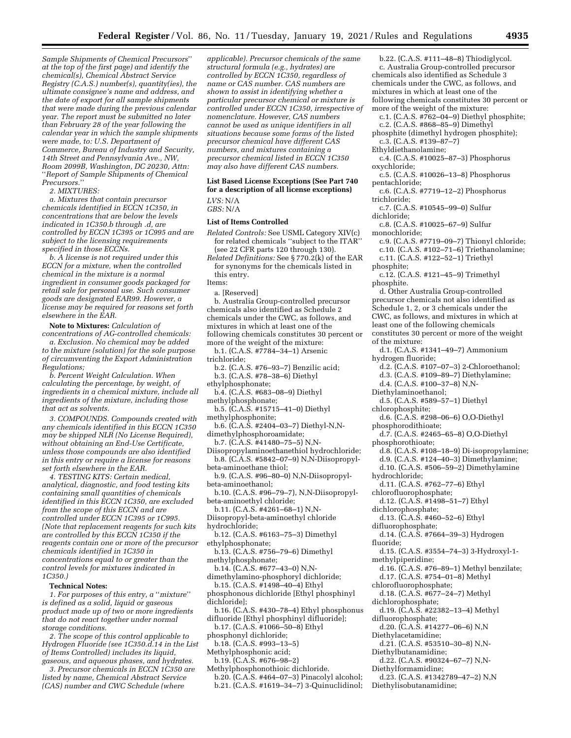*Sample Shipments of Chemical Precursors*'' at the top of the first page) and identify the chemical(s), Chemical Abstract Service Registry (C.A.S.) number(s), quantity(ies), the ultimate consignee's name and address, and the date of export for all sample shipments that were made during the previous calendar year. The report must be submitted no later than February 28 of the year following the calendar year in which the sample shipments were made, to: U.S. Department of Commerce, Bureau of Industry and Security, 14th Street and Pennsylvania Ave., NW, Room 2099B, Washington, DC 20230, Attn: ''Report of Sample Shipments of Chemical Precursors.''*

*2. MIXTURES:*

*a. Mixtures that contain precursor chemicals identified in ECCN 1C350, in concentrations that are below the levels indicated in 1C350.b through .d, are controlled by ECCN 1C395 or 1C995 and are subject to the licensing requirements specified in those ECCNs.*

*b. A license is not required under this ECCN for a mixture, when the controlled chemical in the mixture is a normal ingredient in consumer goods packaged for retail sale for personal use. Such consumer goods are designated EAR99. However, a license may be required for reasons set forth elsewhere in the EAR.*

**Note to Mixtures:** *Calculation of concentrations of AG-controlled chemicals:*

*a. Exclusion. No chemical may be added to the mixture (solution) for the sole purpose of circumventing the Export Administration Regulations;*

*b. Percent Weight Calculation. When calculating the percentage, by weight, of ingredients in a chemical mixture, include all ingredients of the mixture, including those that act as solvents.*

*3. COMPOUNDS. Compounds created with any chemicals identified in this ECCN 1C350 may be shipped NLR (No License Required), without obtaining an End-Use Certificate, unless those compounds are also identified in this entry or require a license for reasons set forth elsewhere in the EAR.*

*4. TESTING KITS: Certain medical, analytical, diagnostic, and food testing kits containing small quantities of chemicals identified in this ECCN 1C350, are excluded from the scope of this ECCN and are controlled under ECCN 1C395 or 1C995. (Note that replacement reagents for such kits are controlled by this ECCN 1C350 if the reagents contain one or more of the precursor chemicals identified in 1C350 in concentrations equal to or greater than the control levels for mixtures indicated in 1C350.)*

**Technical Notes:**

*1. For purposes of this entry, a ''mixture'' is defined as a solid, liquid or gaseous product made up of two or more ingredients that do not react together under normal storage conditions.*

*2. The scope of this control applicable to Hydrogen Fluoride (see 1C350.d.14 in the List of Items Controlled) includes its liquid, gaseous, and aqueous phases, and hydrates.*

*3. Precursor chemicals in ECCN 1C350 are listed by name, Chemical Abstract Service (CAS) number and CWC Schedule (where applicable). Precursor chemicals of the same structural formula (e.g., hydrates) are controlled by ECCN 1C350, regardless of name or CAS number. CAS numbers are shown to assist in identifying whether a particular precursor chemical or mixture is controlled under ECCN 1C350, irrespective of nomenclature. However, CAS numbers cannot be used as unique identifiers in all situations because some forms of the listed precursor chemical have different CAS numbers, and mixtures containing a precursor chemical listed in ECCN 1C350 may also have different CAS numbers.*

**List Based License Exceptions (See Part 740 for a description of all license exceptions)**

*LVS:* N/A
*GBS:* N/A

**List of Items Controlled**

*Related Controls:* See USML Category XIV(c) for related chemicals ''subject to the ITAR'' (see 22 CFR parts 120 through 130).
*Related Definitions:* See § 770.2(k) of the EAR for synonyms for the chemicals listed in this entry.
Items:

a. [Reserved]

b. Australia Group-controlled precursor chemicals also identified as Schedule 2 chemicals under the CWC, as follows, and mixtures in which at least one of the following chemicals constitutes 30 percent or more of the weight of the mixture:

b.1. (C.A.S. #7784–34–1) Arsenic trichloride;
b.2. (C.A.S. #76–93–7) Benzilic acid;
b.3. (C.A.S. #78–38–6) Diethyl ethylphosphonate;
b.4. (C.A.S. #683–08–9) Diethyl methylphosphonate;
b.5. (C.A.S. #15715–41–0) Diethyl methylphosphonite;
b.6. (C.A.S. #2404–03–7) Diethyl-N,N-dimethylphosphoroamidate;
b.7. (C.A.S. #41480–75–5) N,N-Diisopropylaminoethanethiol hydrochloride;
b.8. (C.A.S. #5842–07–9) N,N-Diisopropyl-beta-aminoethane thiol;
b.9. (C.A.S. #96–80–0) N,N-Diisopropyl-beta-aminoethanol;
b.10. (C.A.S. #96–79–7), N,N-Diisopropyl-beta-aminoethyl chloride;
b.11. (C.A.S. #4261–68–1) N,N-Diisopropyl-beta-aminoethyl chloride hydrochloride;
b.12. (C.A.S. #6163–75–3) Dimethyl ethylphosphonate;
b.13. (C.A.S. #756–79–6) Dimethyl methylphosphonate;
b.14. (C.A.S. #677–43–0) N,N-dimethylamino-phosphoryl dichloride;
b.15. (C.A.S. #1498–40–4) Ethyl phosphonous dichloride [Ethyl phosphinyl dichloride];
b.16. (C.A.S. #430–78–4) Ethyl phosphonus difluoride [Ethyl phosphinyl difluoride];
b.17. (C.A.S. #1066–50–8) Ethyl phosphonyl dichloride;
b.18. (C.A.S. #993–13–5) Methylphosphonic acid;
b.19. (C.A.S. #676–98–2) Methylphosphonothioic dichloride.
b.20. (C.A.S. #464–07–3) Pinacolyl alcohol;
b.21. (C.A.S. #1619–34–7) 3-Quinuclidinol;
b.22. (C.A.S. #111–48–8) Thiodiglycol.

c. Australia Group-controlled precursor chemicals also identified as Schedule 3 chemicals under the CWC, as follows, and mixtures in which at least one of the following chemicals constitutes 30 percent or more of the weight of the mixture:

c.1. (C.A.S. #762–04–9) Diethyl phosphite;
c.2. (C.A.S. #868–85–9) Dimethyl phosphite (dimethyl hydrogen phosphite);
c.3. (C.A.S. #139–87–7) Ethyldiethanolamine;
c.4. (C.A.S. #10025–87–3) Phosphorus oxychloride;
c.5. (C.A.S. #10026–13–8) Phosphorus pentachloride;
c.6. (C.A.S. #7719–12–2) Phosphorus trichloride;
c.7. (C.A.S. #10545–99–0) Sulfur dichloride;
c.8. (C.A.S. #10025–67–9) Sulfur monochloride;
c.9. (C.A.S. #7719–09–7) Thionyl chloride;
c.10. (C.A.S. #102–71–6) Triethanolamine;
c.11. (C.A.S. #122–52–1) Triethyl phosphite;
c.12. (C.A.S. #121–45–9) Trimethyl phosphite.

d. Other Australia Group-controlled precursor chemicals not also identified as Schedule 1, 2, or 3 chemicals under the CWC, as follows, and mixtures in which at least one of the following chemicals constitutes 30 percent or more of the weight of the mixture:

d.1. (C.A.S. #1341–49–7) Ammonium hydrogen fluoride;
d.2. (C.A.S. #107–07–3) 2-Chloroethanol;
d.3. (C.A.S. #109–89–7) Diethylamine;
d.4. (C.A.S. #100–37–8) N,N-Diethylaminoethanol;
d.5. (C.A.S. #589–57–1) Diethyl chlorophosphite;
d.6. (C.A.S. #298–06–6) O,O-Diethyl phosphorodithioate;
d.7. (C.A.S. #2465–65–8) O,O-Diethyl phosphorothioate;
d.8. (C.A.S. #108–18–9) Di-isopropylamine;
d.9. (C.A.S. #124–40–3) Dimethylamine;
d.10. (C.A.S. #506–59–2) Dimethylamine hydrochloride;
d.11. (C.A.S. #762–77–6) Ethyl chlorofluorophosphate;
d.12. (C.A.S. #1498–51–7) Ethyl dichlorophosphate;
d.13. (C.A.S. #460–52–6) Ethyl difluorophosphate;
d.14. (C.A.S. #7664–39–3) Hydrogen fluoride;
d.15. (C.A.S. #3554–74–3) 3-Hydroxyl-1-methylpiperidine;
d.16. (C.A.S. #76–89–1) Methyl benzilate;
d.17. (C.A.S. #754–01–8) Methyl chlorofluorophosphate;
d.18. (C.A.S. #677–24–7) Methyl dichlorophosphate;
d.19. (C.A.S. #22382–13–4) Methyl difluorophosphate;
d.20. (C.A.S. #14277–06–6) N,N Diethylacetamidine;
d.21. (C.A.S. #53510–30–8) N,N-Diethylbutanamidine;
d.22. (C.A.S. #90324–67–7) N,N-Diethylformamidine;
d.23. (C.A.S. #1342789–47–2) N,N Diethylisobutanamidine;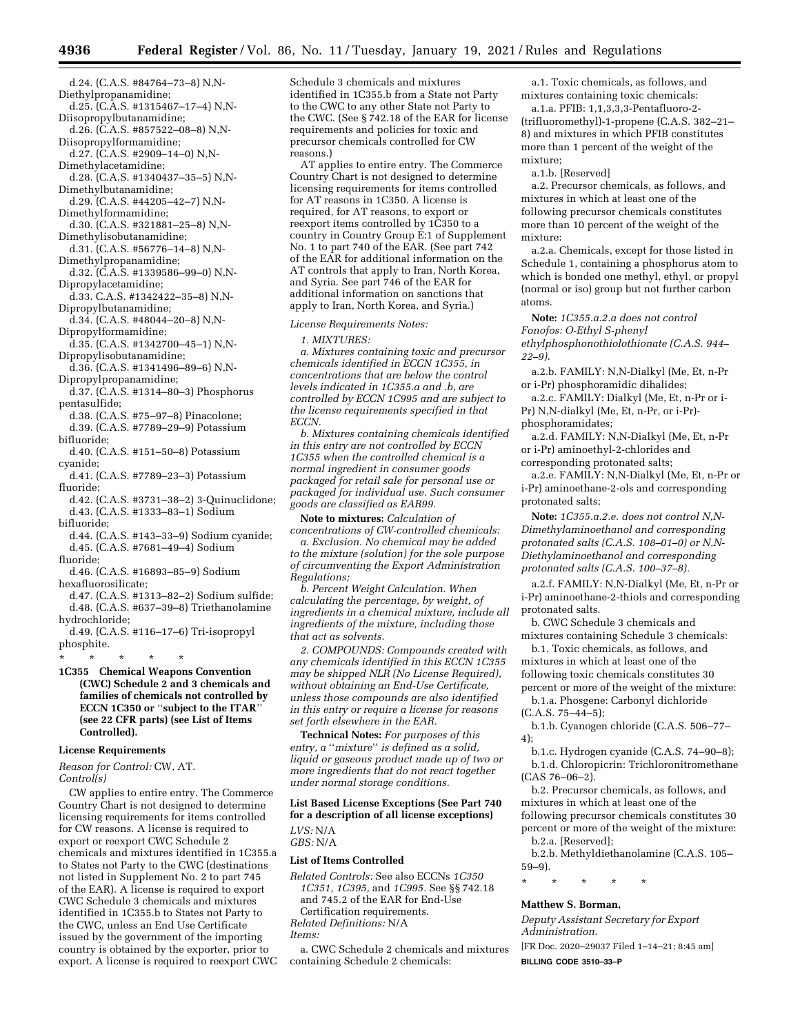d.24. (C.A.S. #84764–73–8) N,N-Diethylpropanamidine;

d.25. (C.A.S. #1315467–17–4) N,N-Diisopropylbutanamidine;

d.26. (C.A.S. #857522–08–8) N,N-Diisopropylformamidine;

d.27. (C.A.S. #2909–14–0) N,N-Dimethylacetamidine;

d.28. (C.A.S. #1340437–35–5) N,N-Dimethylbutanamidine;

d.29. (C.A.S. #44205–42–7) N,N-Dimethylformamidine;

d.30. (C.A.S. #321881–25–8) N,N-Dimethylisobutanamidine;

d.31. (C.A.S. #56776–14–8) N,N-Dimethylpropanamidine;

d.32. (C.A.S. #1339586–99–0) N,N-Dipropylacetamidine;

d.33. C.A.S. #1342422–35–8) N,N-Dipropylbutanamidine;

d.34. (C.A.S. #48044–20–8) N,N-Dipropylformamidine;

d.35. (C.A.S. #1342700–45–1) N,N-Dipropylisobutanamidine;

d.36. (C.A.S. #1341496–89–6) N,N-Dipropylpropanamidine;

d.37. (C.A.S. #1314–80–3) Phosphorus pentasulfide;

d.38. (C.A.S. #75–97–8) Pinacolone;

d.39. (C.A.S. #7789–29–9) Potassium bifluoride;

d.40. (C.A.S. #151–50–8) Potassium cyanide;

d.41. (C.A.S. #7789–23–3) Potassium fluoride;

d.42. (C.A.S. #3731–38–2) 3-Quinuclidone;

d.43. (C.A.S. #1333–83–1) Sodium bifluoride;

d.44. (C.A.S. #143–33–9) Sodium cyanide;

d.45. (C.A.S. #7681–49–4) Sodium fluoride;

d.46. (C.A.S. #16893–85–9) Sodium hexafluorosilicate;

d.47. (C.A.S. #1313–82–2) Sodium sulfide;

d.48. (C.A.S. #637–39–8) Triethanolamine hydrochloride;

d.49. (C.A.S. #116–17–6) Tri-isopropyl phosphite.

\* \* \* \* \*

**1C355 Chemical Weapons Convention (CWC) Schedule 2 and 3 chemicals and families of chemicals not controlled by ECCN 1C350 or "subject to the ITAR" (see 22 CFR parts) (see List of Items Controlled).**

**License Requirements**

*Reason for Control:* CW, AT.

*Control(s)*

CW applies to entire entry. The Commerce Country Chart is not designed to determine licensing requirements for items controlled for CW reasons. A license is required to export or reexport CWC Schedule 2 chemicals and mixtures identified in 1C355.a to States not Party to the CWC (destinations not listed in Supplement No. 2 to part 745 of the EAR). A license is required to export CWC Schedule 3 chemicals and mixtures identified in 1C355.b to States not Party to the CWC, unless an End Use Certificate issued by the government of the importing country is obtained by the exporter, prior to export. A license is required to reexport CWC Schedule 3 chemicals and mixtures identified in 1C355.b from a State not Party to the CWC to any other State not Party to the CWC. (See § 742.18 of the EAR for license requirements and policies for toxic and precursor chemicals controlled for CW reasons.)

AT applies to entire entry. The Commerce Country Chart is not designed to determine licensing requirements for items controlled for AT reasons in 1C350. A license is required, for AT reasons, to export or reexport items controlled by 1C350 to a country in Country Group E:1 of Supplement No. 1 to part 740 of the EAR. (See part 742 of the EAR for additional information on the AT controls that apply to Iran, North Korea, and Syria. See part 746 of the EAR for additional information on sanctions that apply to Iran, North Korea, and Syria.)

*License Requirements Notes:*

*1. MIXTURES:*

*a. Mixtures containing toxic and precursor chemicals identified in ECCN 1C355, in concentrations that are below the control levels indicated in 1C355.a and .b, are controlled by ECCN 1C995 and are subject to the license requirements specified in that ECCN.*

*b. Mixtures containing chemicals identified in this entry are not controlled by ECCN 1C355 when the controlled chemical is a normal ingredient in consumer goods packaged for retail sale for personal use or packaged for individual use. Such consumer goods are classified as EAR99.*

**Note to mixtures:** *Calculation of concentrations of CW-controlled chemicals:*

*a. Exclusion. No chemical may be added to the mixture (solution) for the sole purpose of circumventing the Export Administration Regulations;*

*b. Percent Weight Calculation. When calculating the percentage, by weight, of ingredients in a chemical mixture, include all ingredients of the mixture, including those that act as solvents.*

*2. COMPOUNDS: Compounds created with any chemicals identified in this ECCN 1C355 may be shipped NLR (No License Required), without obtaining an End-Use Certificate, unless those compounds are also identified in this entry or require a license for reasons set forth elsewhere in the EAR.*

**Technical Notes:** *For purposes of this entry, a "mixture" is defined as a solid, liquid or gaseous product made up of two or more ingredients that do not react together under normal storage conditions.*

**List Based License Exceptions (See Part 740 for a description of all license exceptions)**

*LVS:* N/A

*GBS:* N/A

**List of Items Controlled**

*Related Controls:* See also ECCNs *1C350 1C351, 1C395,* and *1C995.* See §§ 742.18 and 745.2 of the EAR for End-Use Certification requirements.

*Related Definitions:* N/A

*Items:*

a. CWC Schedule 2 chemicals and mixtures containing Schedule 2 chemicals:

a.1. Toxic chemicals, as follows, and mixtures containing toxic chemicals:

a.1.a. PFIB: 1,1,3,3,3-Pentafluoro-2-(trifluoromethyl)-1-propene (C.A.S. 382–21–8) and mixtures in which PFIB constitutes more than 1 percent of the weight of the mixture;

a.1.b. [Reserved]

a.2. Precursor chemicals, as follows, and mixtures in which at least one of the following precursor chemicals constitutes more than 10 percent of the weight of the mixture:

a.2.a. Chemicals, except for those listed in Schedule 1, containing a phosphorus atom to which is bonded one methyl, ethyl, or propyl (normal or iso) group but not further carbon atoms.

**Note:** *1C355.a.2.a does not control Fonofos: O-Ethyl S-phenyl ethylphosphonothiolothionate (C.A.S. 944–22–9).*

a.2.b. FAMILY: N,N-Dialkyl (Me, Et, n-Pr or i-Pr) phosphoramidic dihalides;

a.2.c. FAMILY: Dialkyl (Me, Et, n-Pr or i-Pr) N,N-dialkyl (Me, Et, n-Pr, or i-Pr)-phosphoramidates;

a.2.d. FAMILY: N,N-Dialkyl (Me, Et, n-Pr or i-Pr) aminoethyl-2-chlorides and corresponding protonated salts;

a.2.e. FAMILY: N,N-Dialkyl (Me, Et, n-Pr or i-Pr) aminoethane-2-ols and corresponding protonated salts;

**Note:** *1C355.a.2.e. does not control N,N-Dimethylaminoethanol and corresponding protonated salts (C.A.S. 108–01–0) or N,N-Diethylaminoethanol and corresponding protonated salts (C.A.S. 100–37–8).*

a.2.f. FAMILY: N,N-Dialkyl (Me, Et, n-Pr or i-Pr) aminoethane-2-thiols and corresponding protonated salts.

b. CWC Schedule 3 chemicals and mixtures containing Schedule 3 chemicals:

b.1. Toxic chemicals, as follows, and mixtures in which at least one of the following toxic chemicals constitutes 30 percent or more of the weight of the mixture:

b.1.a. Phosgene: Carbonyl dichloride (C.A.S. 75–44–5);

b.1.b. Cyanogen chloride (C.A.S. 506–77–4);

b.1.c. Hydrogen cyanide (C.A.S. 74–90–8);

b.1.d. Chloropicrin: Trichloronitromethane (CAS 76–06–2).

b.2. Precursor chemicals, as follows, and mixtures in which at least one of the following precursor chemicals constitutes 30 percent or more of the weight of the mixture:

b.2.a. [Reserved];

b.2.b. Methyldiethanolamine (C.A.S. 105–59–9).

\* \* \* \* \*

**Matthew S. Borman,**

*Deputy Assistant Secretary for Export Administration.*

[FR Doc. 2020–29037 Filed 1–14–21; 8:45 am]

**BILLING CODE 3510–33–P**